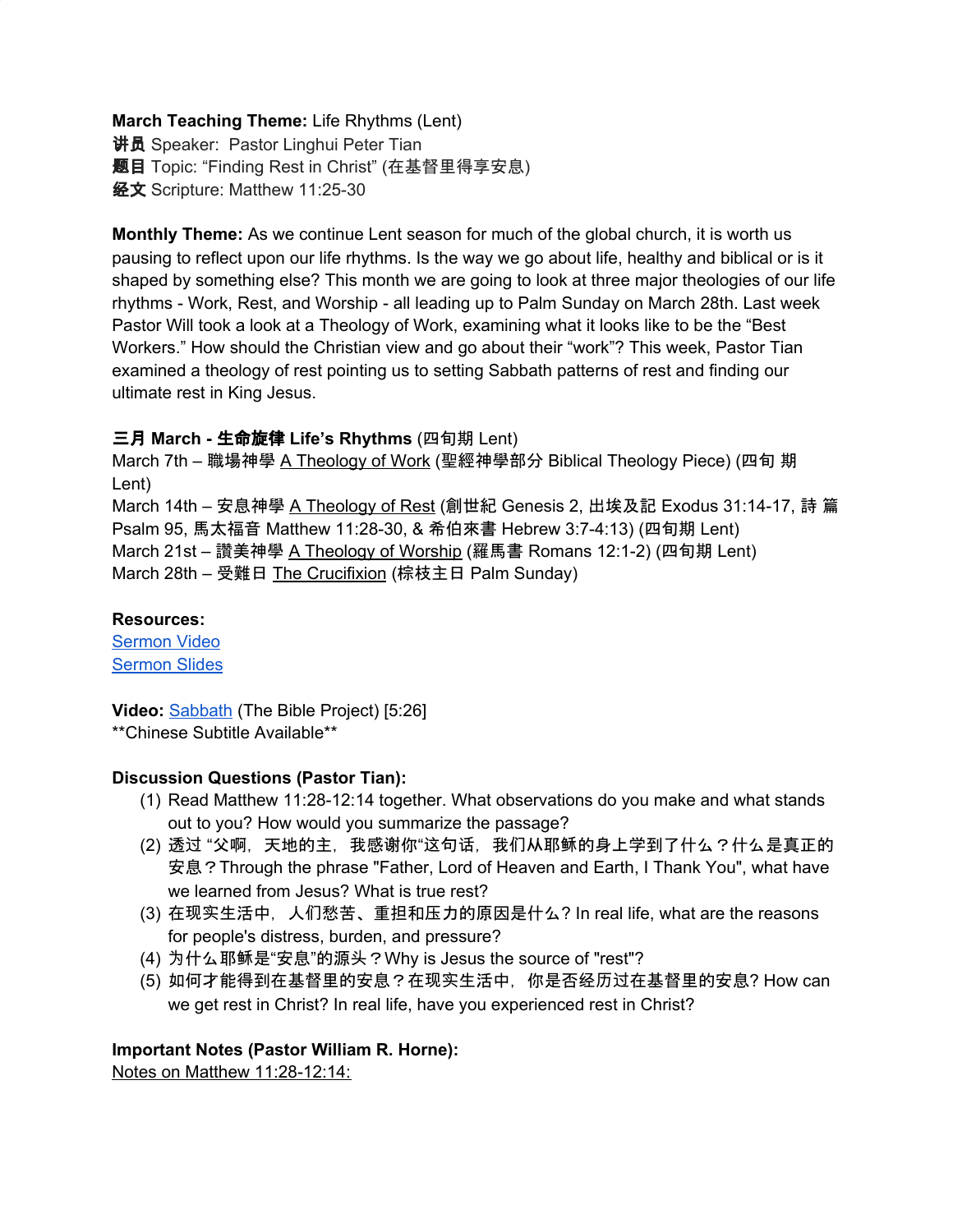**March Teaching Theme:** Life Rhythms (Lent)
**讲员** Speaker: Pastor Linghui Peter Tian
**题目** Topic: "Finding Rest in Christ" (在基督里得享安息)
**经文** Scripture: Matthew 11:25-30

**Monthly Theme:** As we continue Lent season for much of the global church, it is worth us pausing to reflect upon our life rhythms. Is the way we go about life, healthy and biblical or is it shaped by something else? This month we are going to look at three major theologies of our life rhythms - Work, Rest, and Worship - all leading up to Palm Sunday on March 28th. Last week Pastor Will took a look at a Theology of Work, examining what it looks like to be the "Best Workers." How should the Christian view and go about their "work"? This week, Pastor Tian examined a theology of rest pointing us to setting Sabbath patterns of rest and finding our ultimate rest in King Jesus.

**三月 March - 生命旋律 Life's Rhythms** (四旬期 Lent)
March 7th – 職場神學 A Theology of Work (聖經神學部分 Biblical Theology Piece) (四旬 期 Lent)
March 14th – 安息神學 A Theology of Rest (創世紀 Genesis 2, 出埃及記 Exodus 31:14-17, 詩 篇 Psalm 95, 馬太福音 Matthew 11:28-30, & 希伯來書 Hebrew 3:7-4:13) (四旬期 Lent)
March 21st – 讚美神學 A Theology of Worship (羅馬書 Romans 12:1-2) (四旬期 Lent)
March 28th – 受難日 The Crucifixion (棕枝主日 Palm Sunday)

**Resources:**
Sermon Video
Sermon Slides

**Video:** Sabbath (The Bible Project) [5:26]
**Chinese Subtitle Available**

**Discussion Questions (Pastor Tian):**

(1) Read Matthew 11:28-12:14 together. What observations do you make and what stands out to you? How would you summarize the passage?
(2) 透过 "父啊，天地的主，我感谢你"这句话，我们从耶稣的身上学到了什么？什么是真正的安息？Through the phrase "Father, Lord of Heaven and Earth, I Thank You", what have we learned from Jesus? What is true rest?
(3) 在现实生活中，人们愁苦、重担和压力的原因是什么？In real life, what are the reasons for people's distress, burden, and pressure?
(4) 为什么耶稣是"安息"的源头？Why is Jesus the source of "rest"?
(5) 如何才能得到在基督里的安息？在现实生活中，你是否经历过在基督里的安息? How can we get rest in Christ? In real life, have you experienced rest in Christ?

**Important Notes (Pastor William R. Horne):**
Notes on Matthew 11:28-12:14: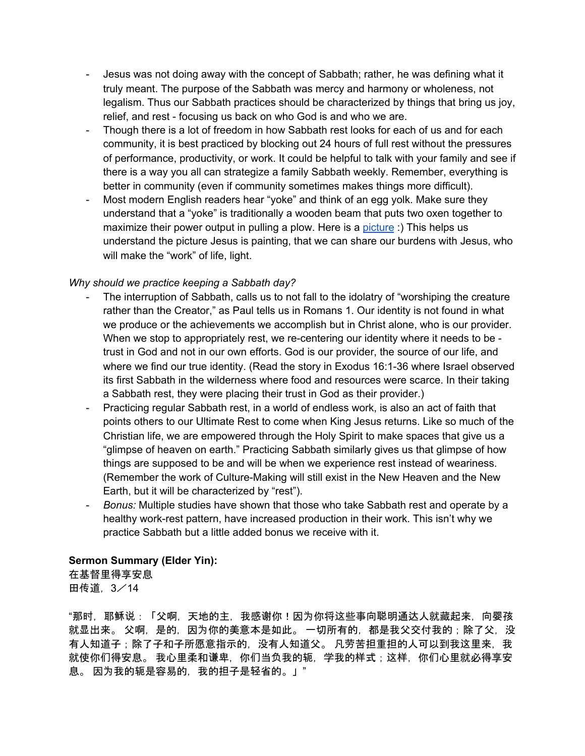- Jesus was not doing away with the concept of Sabbath; rather, he was defining what it truly meant. The purpose of the Sabbath was mercy and harmony or wholeness, not legalism. Thus our Sabbath practices should be characterized by things that bring us joy, relief, and rest - focusing us back on who God is and who we are.
- Though there is a lot of freedom in how Sabbath rest looks for each of us and for each community, it is best practiced by blocking out 24 hours of full rest without the pressures of performance, productivity, or work. It could be helpful to talk with your family and see if there is a way you all can strategize a family Sabbath weekly. Remember, everything is better in community (even if community sometimes makes things more difficult).
- Most modern English readers hear "yoke" and think of an egg yolk. Make sure they understand that a "yoke" is traditionally a wooden beam that puts two oxen together to maximize their power output in pulling a plow. Here is a picture :) This helps us understand the picture Jesus is painting, that we can share our burdens with Jesus, who will make the "work" of life, light.

*Why should we practice keeping a Sabbath day?*

- The interruption of Sabbath, calls us to not fall to the idolatry of "worshiping the creature rather than the Creator," as Paul tells us in Romans 1. Our identity is not found in what we produce or the achievements we accomplish but in Christ alone, who is our provider. When we stop to appropriately rest, we re-centering our identity where it needs to be - trust in God and not in our own efforts. God is our provider, the source of our life, and where we find our true identity. (Read the story in Exodus 16:1-36 where Israel observed its first Sabbath in the wilderness where food and resources were scarce. In their taking a Sabbath rest, they were placing their trust in God as their provider.)
- Practicing regular Sabbath rest, in a world of endless work, is also an act of faith that points others to our Ultimate Rest to come when King Jesus returns. Like so much of the Christian life, we are empowered through the Holy Spirit to make spaces that give us a "glimpse of heaven on earth." Practicing Sabbath similarly gives us that glimpse of how things are supposed to be and will be when we experience rest instead of weariness. (Remember the work of Culture-Making will still exist in the New Heaven and the New Earth, but it will be characterized by "rest").
- *Bonus:* Multiple studies have shown that those who take Sabbath rest and operate by a healthy work-rest pattern, have increased production in their work. This isn't why we practice Sabbath but a little added bonus we receive with it.

**Sermon Summary (Elder Yin):**

在基督里得享安息
田传道，3／14

"那时，耶稣说：「父啊，天地的主，我感谢你！因为你将这些事向聪明通达人就藏起来，向婴孩就显出来。 父啊，是的，因为你的美意本是如此。 一切所有的，都是我父交付我的；除了父，没有人知道子；除了子和子所愿意指示的，没有人知道父。 凡劳苦担重担的人可以到我这里来，我就使你们得安息。 我心里柔和谦卑，你们当负我的轭，学我的样式；这样，你们心里就必得享安息。 因为我的轭是容易的，我的担子是轻省的。」"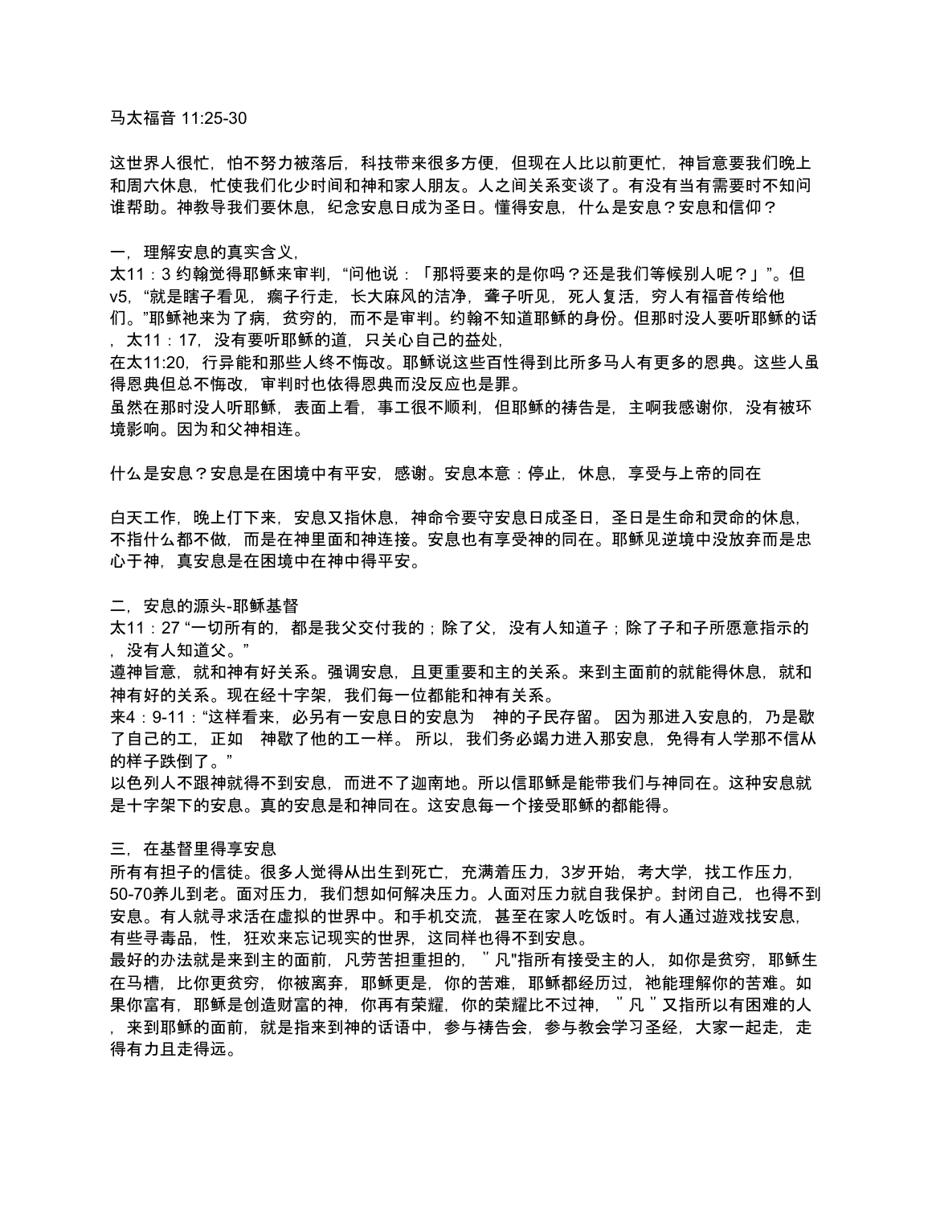马太福音 11:25-30

这世界人很忙，怕不努力被落后，科技带来很多方便，但现在人比以前更忙，神旨意要我们晚上和周六休息，忙使我们化少时间和神和家人朋友。人之间关系变谈了。有没有当有需要时不知问谁帮助。神教导我们要休息，纪念安息日成为圣日。懂得安息，什么是安息？安息和信仰？

一，理解安息的真实含义，

太11：3 约翰觉得耶稣来审判，“问他说：「那将要来的是你吗？还是我们等候别人呢？」”。但v5，“就是瞎子看见，瘸子行走，长大麻风的洁净，聋子听见，死人复活，穷人有福音传给他们。”耶稣祂来为了病，贫穷的，而不是审判。约翰不知道耶稣的身份。但那时没人要听耶稣的话，太11：17，没有要听耶稣的道，只关心自己的益处，

在太11:20，行异能和那些人终不悔改。耶稣说这些百性得到比所多马人有更多的恩典。这些人虽得恩典但总不悔改，审判时也依得恩典而没反应也是罪。

虽然在那时没人听耶稣，表面上看，事工很不顺利，但耶稣的祷告是，主啊我感谢你，没有被环境影响。因为和父神相连。

什么是安息？安息是在困境中有平安，感谢。安息本意：停止，休息，享受与上帝的同在

白天工作，晚上仃下来，安息又指休息，神命令要守安息日成圣日，圣日是生命和灵命的休息，不指什么都不做，而是在神里面和神连接。安息也有享受神的同在。耶稣见逆境中没放弃而是忠心于神，真安息是在困境中在神中得平安。

二，安息的源头-耶稣基督

太11：27 “一切所有的，都是我父交付我的；除了父，没有人知道子；除了子和子所愿意指示的，没有人知道父。”

遵神旨意，就和神有好关系。强调安息，且更重要和主的关系。来到主面前的就能得休息，就和神有好的关系。现在经十字架，我们每一位都能和神有关系。

来4：9-11：“这样看来，必另有一安息日的安息为 神的子民存留。 因为那进入安息的，乃是歇了自己的工，正如 神歇了他的工一样。 所以，我们务必竭力进入那安息，免得有人学那不信从的样子跌倒了。”

以色列人不跟神就得不到安息，而进不了迦南地。所以信耶稣是能带我们与神同在。这种安息就是十字架下的安息。真的安息是和神同在。这安息每一个接受耶稣的都能得。

三，在基督里得享安息

所有有担子的信徒。很多人觉得从出生到死亡，充满着压力，3岁开始，考大学，找工作压力，50-70养儿到老。面对压力，我们想如何解决压力。人面对压力就自我保护。封闭自己，也得不到安息。有人就寻求活在虚拟的世界中。和手机交流，甚至在家人吃饭时。有人通过遊戏找安息，有些寻毒品，性，狂欢来忘记现实的世界，这同样也得不到安息。

最好的办法就是来到主的面前，凡劳苦担重担的，”凡"指所有接受主的人，如你是贫穷，耶稣生在马槽，比你更贫穷，你被离弃，耶稣更是，你的苦难，耶稣都经历过，祂能理解你的苦难。如果你富有，耶稣是创造财富的神，你再有荣耀，你的荣耀比不过神，”凡”又指所以有困难的人，来到耶稣的面前，就是指来到神的话语中，参与祷告会，参与教会学习圣经，大家一起走，走得有力且走得远。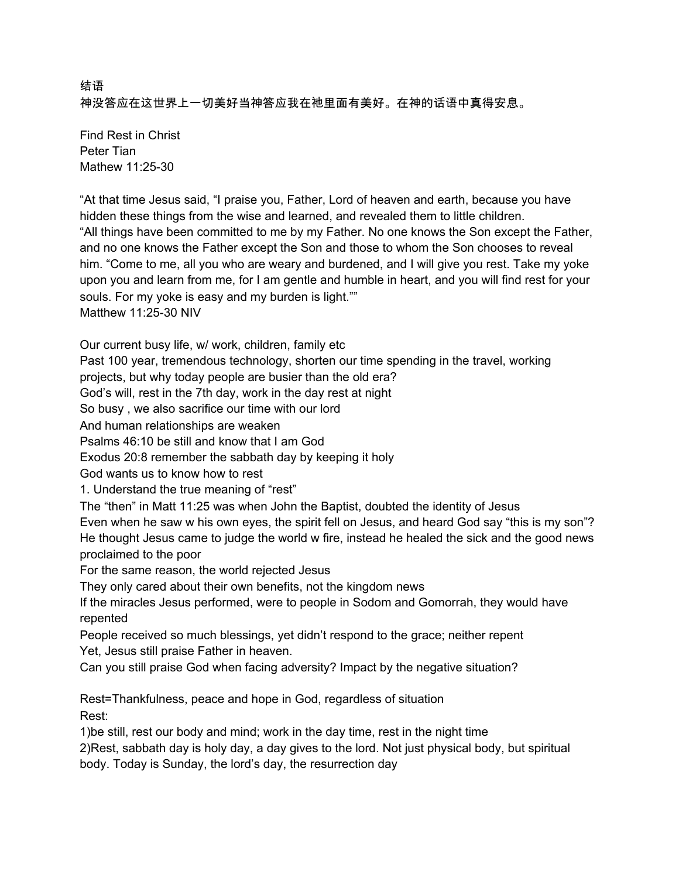结语
神没答应在这世界上一切美好当神答应我在祂里面有美好。在神的话语中真得安息。

Find Rest in Christ
Peter Tian
Mathew 11:25-30

"At that time Jesus said, "I praise you, Father, Lord of heaven and earth, because you have hidden these things from the wise and learned, and revealed them to little children.
"All things have been committed to me by my Father. No one knows the Son except the Father, and no one knows the Father except the Son and those to whom the Son chooses to reveal him. "Come to me, all you who are weary and burdened, and I will give you rest. Take my yoke upon you and learn from me, for I am gentle and humble in heart, and you will find rest for your souls. For my yoke is easy and my burden is light.""
Matthew 11:25-30 NIV

Our current busy life, w/ work, children, family etc
Past 100 year, tremendous technology, shorten our time spending in the travel, working projects, but why today people are busier than the old era?
God's will, rest in the 7th day, work in the day rest at night
So busy , we also sacrifice our time with our lord
And human relationships are weaken
Psalms 46:10 be still and know that I am God
Exodus 20:8 remember the sabbath day by keeping it holy
God wants us to know how to rest
1. Understand the true meaning of "rest"
The "then" in Matt 11:25 was when John the Baptist, doubted the identity of Jesus
Even when he saw w his own eyes, the spirit fell on Jesus, and heard God say "this is my son"?
He thought Jesus came to judge the world w fire, instead he healed the sick and the good news proclaimed to the poor
For the same reason, the world rejected Jesus
They only cared about their own benefits, not the kingdom news
If the miracles Jesus performed, were to people in Sodom and Gomorrah, they would have repented
People received so much blessings, yet didn't respond to the grace; neither repent
Yet, Jesus still praise Father in heaven.
Can you still praise God when facing adversity? Impact by the negative situation?

Rest=Thankfulness, peace and hope in God, regardless of situation
Rest:
1)be still, rest our body and mind; work in the day time, rest in the night time
2)Rest, sabbath day is holy day, a day gives to the lord. Not just physical body, but spiritual body. Today is Sunday, the lord's day, the resurrection day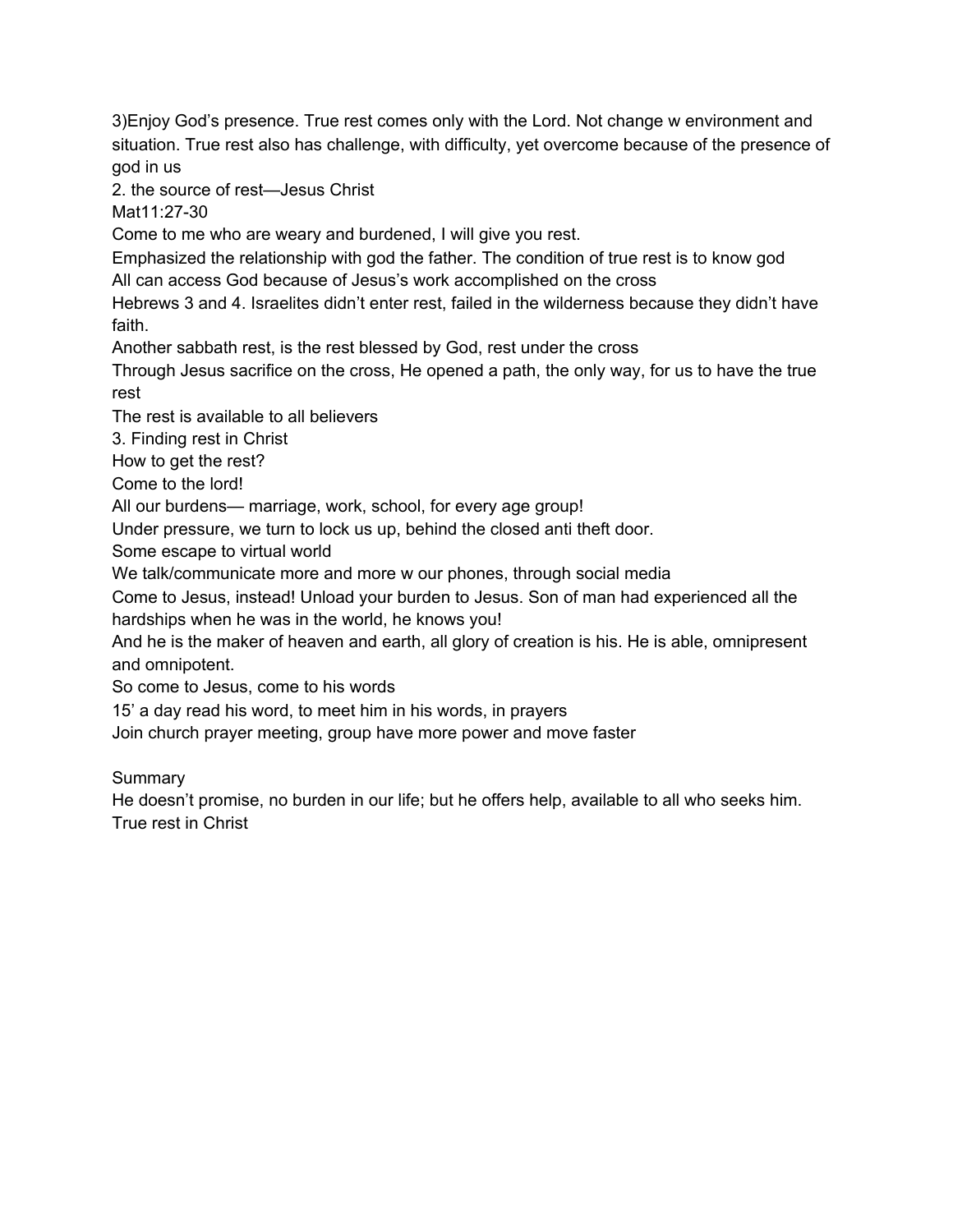3)Enjoy God's presence. True rest comes only with the Lord. Not change w environment and situation. True rest also has challenge, with difficulty, yet overcome because of the presence of god in us

2. the source of rest—Jesus Christ

Mat11:27-30

Come to me who are weary and burdened, I will give you rest.

Emphasized the relationship with god the father. The condition of true rest is to know god

All can access God because of Jesus's work accomplished on the cross

Hebrews 3 and 4. Israelites didn't enter rest, failed in the wilderness because they didn't have faith.

Another sabbath rest, is the rest blessed by God, rest under the cross

Through Jesus sacrifice on the cross, He opened a path, the only way, for us to have the true rest

The rest is available to all believers

3. Finding rest in Christ

How to get the rest?

Come to the lord!

All our burdens— marriage, work, school, for every age group!

Under pressure, we turn to lock us up, behind the closed anti theft door.

Some escape to virtual world

We talk/communicate more and more w our phones, through social media

Come to Jesus, instead! Unload your burden to Jesus. Son of man had experienced all the hardships when he was in the world, he knows you!

And he is the maker of heaven and earth, all glory of creation is his. He is able, omnipresent and omnipotent.

So come to Jesus, come to his words

15' a day read his word, to meet him in his words, in prayers

Join church prayer meeting, group have more power and move faster

Summary

He doesn't promise, no burden in our life; but he offers help, available to all who seeks him.

True rest in Christ